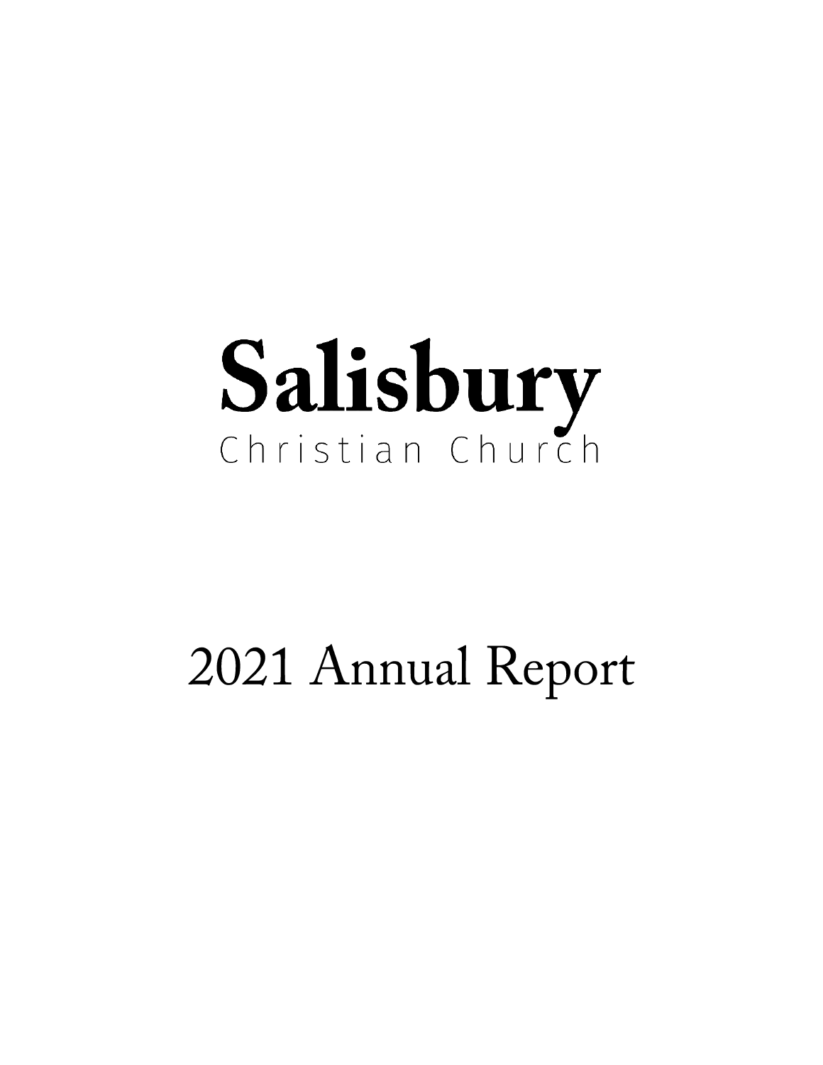# Salisbury

Christian Church

# 2021 Annual Report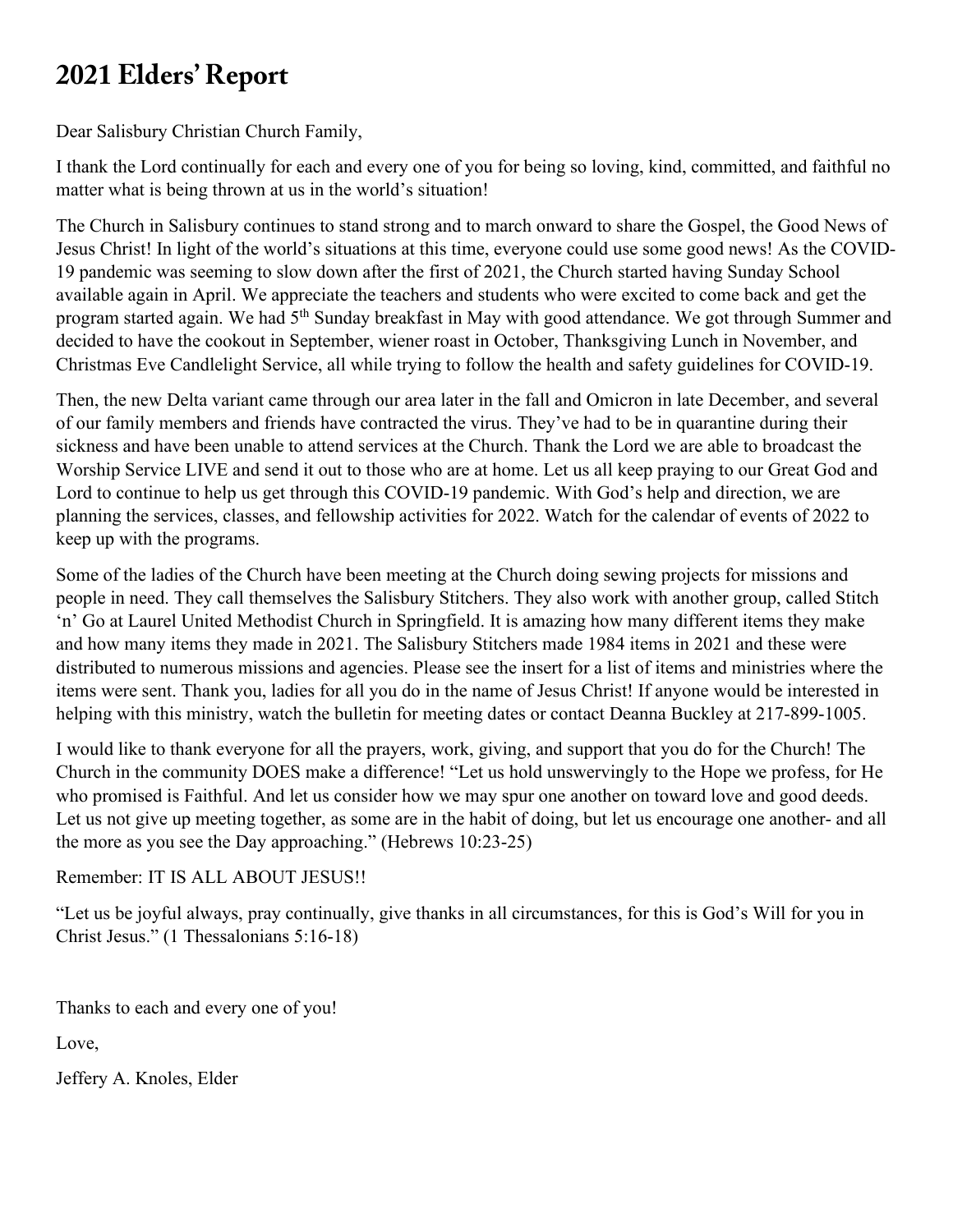# 2021 Elders' Report

Dear Salisbury Christian Church Family,

I thank the Lord continually for each and every one of you for being so loving, kind, committed, and faithful no matter what is being thrown at us in the world's situation!

The Church in Salisbury continues to stand strong and to march onward to share the Gospel, the Good News of Jesus Christ! In light of the world's situations at this time, everyone could use some good news! As the COVID-19 pandemic was seeming to slow down after the first of 2021, the Church started having Sunday School available again in April. We appreciate the teachers and students who were excited to come back and get the program started again. We had 5th Sunday breakfast in May with good attendance. We got through Summer and decided to have the cookout in September, wiener roast in October, Thanksgiving Lunch in November, and Christmas Eve Candlelight Service, all while trying to follow the health and safety guidelines for COVID-19.

Then, the new Delta variant came through our area later in the fall and Omicron in late December, and several of our family members and friends have contracted the virus. They've had to be in quarantine during their sickness and have been unable to attend services at the Church. Thank the Lord we are able to broadcast the Worship Service LIVE and send it out to those who are at home. Let us all keep praying to our Great God and Lord to continue to help us get through this COVID-19 pandemic. With God's help and direction, we are planning the services, classes, and fellowship activities for 2022. Watch for the calendar of events of 2022 to keep up with the programs.

Some of the ladies of the Church have been meeting at the Church doing sewing projects for missions and people in need. They call themselves the Salisbury Stitchers. They also work with another group, called Stitch 'n' Go at Laurel United Methodist Church in Springfield. It is amazing how many different items they make and how many items they made in 2021. The Salisbury Stitchers made 1984 items in 2021 and these were distributed to numerous missions and agencies. Please see the insert for a list of items and ministries where the items were sent. Thank you, ladies for all you do in the name of Jesus Christ! If anyone would be interested in helping with this ministry, watch the bulletin for meeting dates or contact Deanna Buckley at 217-899-1005.

I would like to thank everyone for all the prayers, work, giving, and support that you do for the Church! The Church in the community DOES make a difference! "Let us hold unswervingly to the Hope we profess, for He who promised is Faithful. And let us consider how we may spur one another on toward love and good deeds. Let us not give up meeting together, as some are in the habit of doing, but let us encourage one another- and all the more as you see the Day approaching." (Hebrews 10:23-25)

Remember: IT IS ALL ABOUT JESUS!!

"Let us be joyful always, pray continually, give thanks in all circumstances, for this is God's Will for you in Christ Jesus." (1 Thessalonians 5:16-18)

Thanks to each and every one of you!

Love,

Jeffery A. Knoles, Elder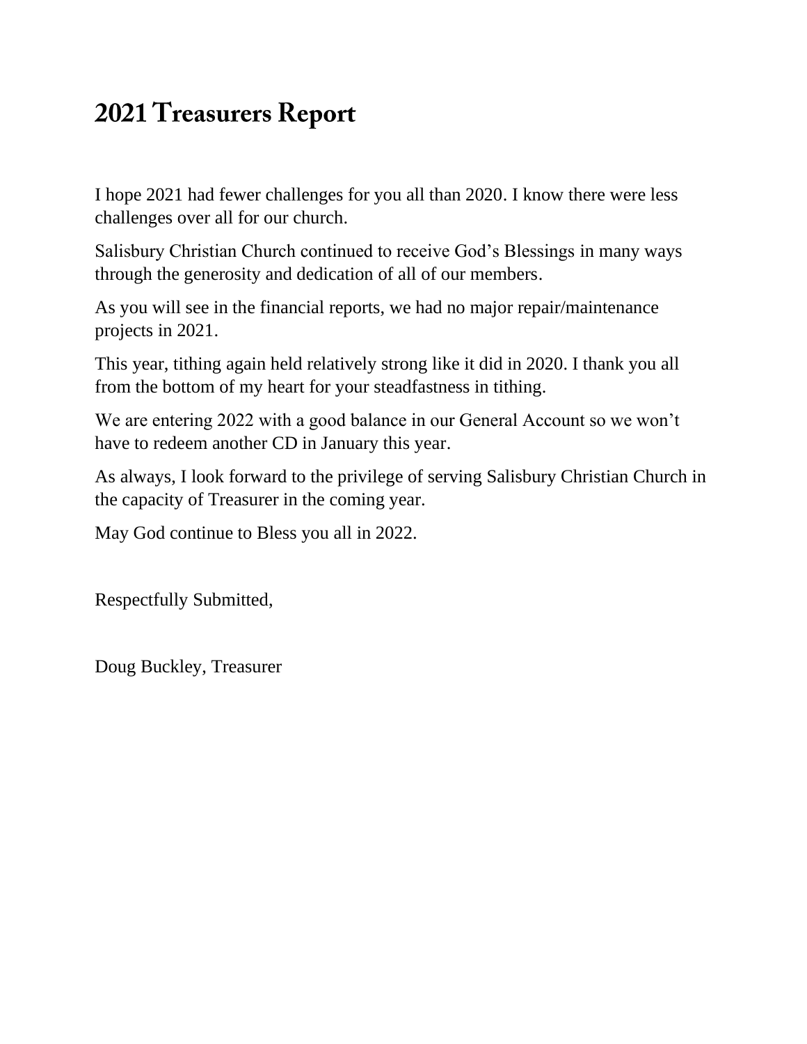# 2021 Treasurers Report

I hope 2021 had fewer challenges for you all than 2020. I know there were less challenges over all for our church.

Salisbury Christian Church continued to receive God's Blessings in many ways through the generosity and dedication of all of our members.

As you will see in the financial reports, we had no major repair/maintenance projects in 2021.

This year, tithing again held relatively strong like it did in 2020. I thank you all from the bottom of my heart for your steadfastness in tithing.

We are entering 2022 with a good balance in our General Account so we won't have to redeem another CD in January this year.

As always, I look forward to the privilege of serving Salisbury Christian Church in the capacity of Treasurer in the coming year.

May God continue to Bless you all in 2022.

Respectfully Submitted,

Doug Buckley, Treasurer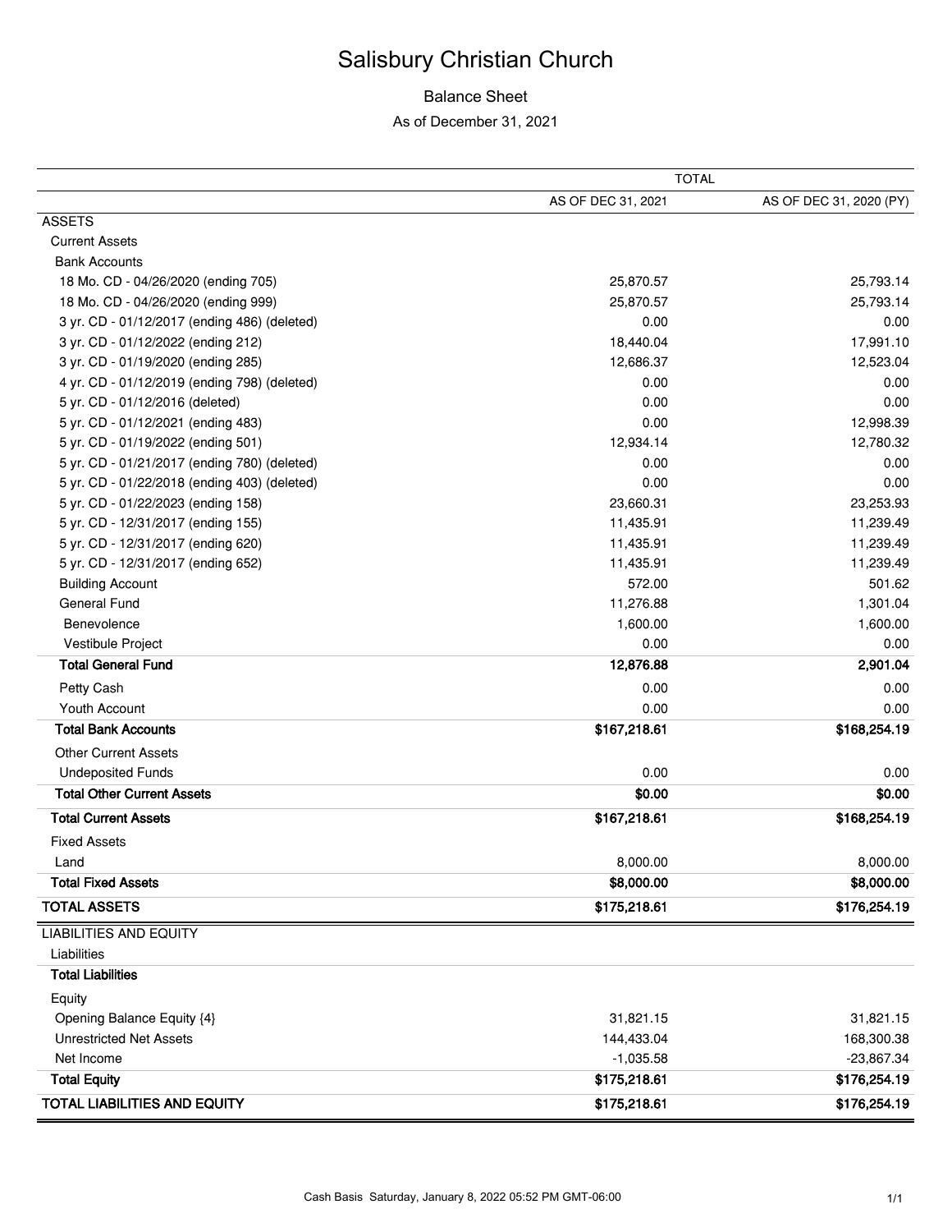# Salisbury Christian Church

## Balance Sheet

As of December 31, 2021

| | TOTAL | |
|---|---|---|
| | AS OF DEC 31, 2021 | AS OF DEC 31, 2020 (PY) |
| ASSETS | | |
| Current Assets | | |
| Bank Accounts | | |
| 18 Mo. CD - 04/26/2020 (ending 705) | 25,870.57 | 25,793.14 |
| 18 Mo. CD - 04/26/2020 (ending 999) | 25,870.57 | 25,793.14 |
| 3 yr. CD - 01/12/2017 (ending 486) (deleted) | 0.00 | 0.00 |
| 3 yr. CD - 01/12/2022 (ending 212) | 18,440.04 | 17,991.10 |
| 3 yr. CD - 01/19/2020 (ending 285) | 12,686.37 | 12,523.04 |
| 4 yr. CD - 01/12/2019 (ending 798) (deleted) | 0.00 | 0.00 |
| 5 yr. CD - 01/12/2016 (deleted) | 0.00 | 0.00 |
| 5 yr. CD - 01/12/2021 (ending 483) | 0.00 | 12,998.39 |
| 5 yr. CD - 01/19/2022 (ending 501) | 12,934.14 | 12,780.32 |
| 5 yr. CD - 01/21/2017 (ending 780) (deleted) | 0.00 | 0.00 |
| 5 yr. CD - 01/22/2018 (ending 403) (deleted) | 0.00 | 0.00 |
| 5 yr. CD - 01/22/2023 (ending 158) | 23,660.31 | 23,253.93 |
| 5 yr. CD - 12/31/2017 (ending 155) | 11,435.91 | 11,239.49 |
| 5 yr. CD - 12/31/2017 (ending 620) | 11,435.91 | 11,239.49 |
| 5 yr. CD - 12/31/2017 (ending 652) | 11,435.91 | 11,239.49 |
| Building Account | 572.00 | 501.62 |
| General Fund | 11,276.88 | 1,301.04 |
| Benevolence | 1,600.00 | 1,600.00 |
| Vestibule Project | 0.00 | 0.00 |
| **Total General Fund** | **12,876.88** | **2,901.04** |
| Petty Cash | 0.00 | 0.00 |
| Youth Account | 0.00 | 0.00 |
| **Total Bank Accounts** | **$167,218.61** | **$168,254.19** |
| Other Current Assets | | |
| Undeposited Funds | 0.00 | 0.00 |
| **Total Other Current Assets** | **$0.00** | **$0.00** |
| **Total Current Assets** | **$167,218.61** | **$168,254.19** |
| Fixed Assets | | |
| Land | 8,000.00 | 8,000.00 |
| **Total Fixed Assets** | **$8,000.00** | **$8,000.00** |
| **TOTAL ASSETS** | **$175,218.61** | **$176,254.19** |
| LIABILITIES AND EQUITY | | |
| Liabilities | | |
| **Total Liabilities** | | |
| Equity | | |
| Opening Balance Equity {4} | 31,821.15 | 31,821.15 |
| Unrestricted Net Assets | 144,433.04 | 168,300.38 |
| Net Income | -1,035.58 | -23,867.34 |
| **Total Equity** | **$175,218.61** | **$176,254.19** |
| **TOTAL LIABILITIES AND EQUITY** | **$175,218.61** | **$176,254.19** |

Cash Basis Saturday, January 8, 2022 05:52 PM GMT-06:00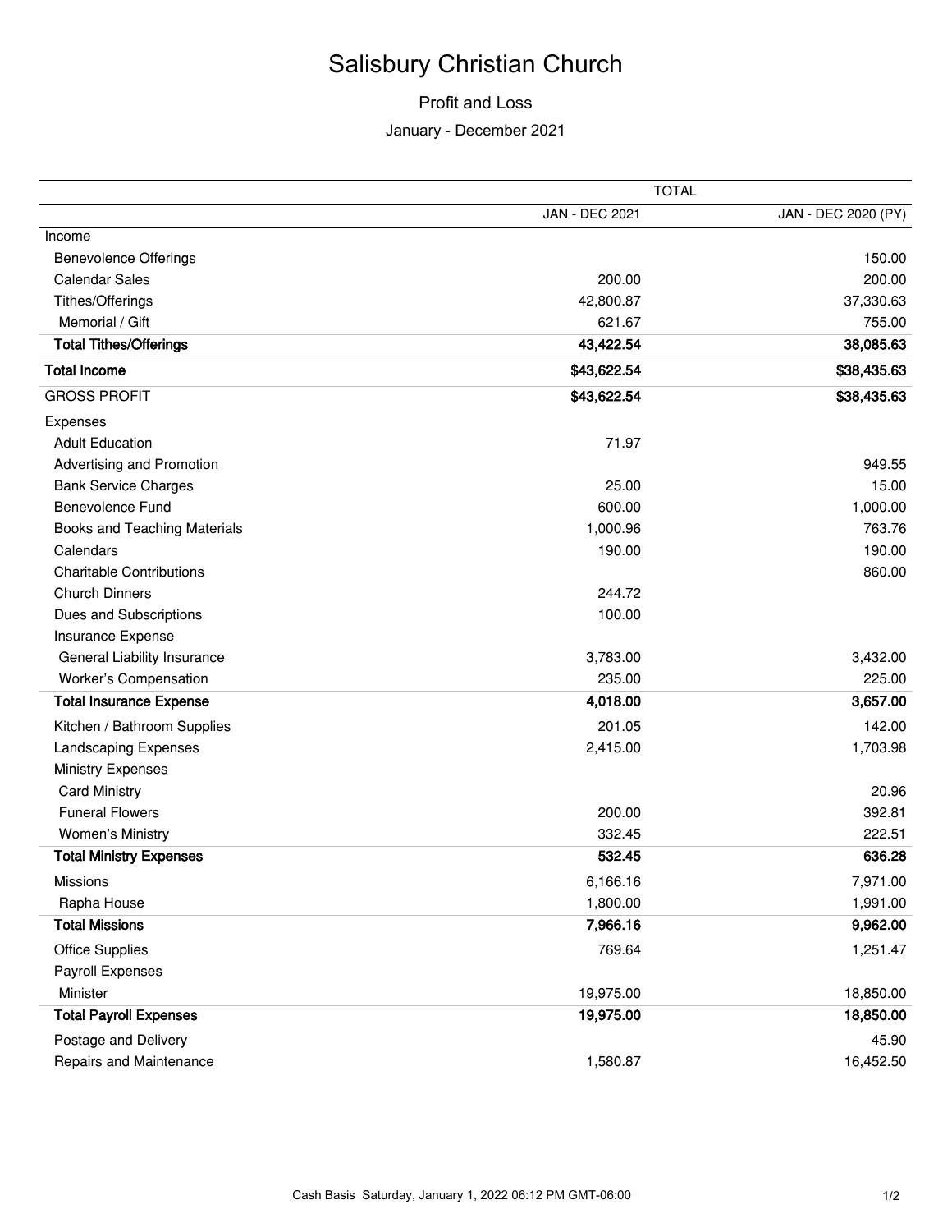# Salisbury Christian Church

## Profit and Loss

### January - December 2021

| | TOTAL | |
|---|---|---|
| | JAN - DEC 2021 | JAN - DEC 2020 (PY) |
| Income | | |
| Benevolence Offerings | | 150.00 |
| Calendar Sales | 200.00 | 200.00 |
| Tithes/Offerings | 42,800.87 | 37,330.63 |
| Memorial / Gift | 621.67 | 755.00 |
| **Total Tithes/Offerings** | **43,422.54** | **38,085.63** |
| **Total Income** | **$43,622.54** | **$38,435.63** |
| GROSS PROFIT | **$43,622.54** | **$38,435.63** |
| Expenses | | |
| Adult Education | 71.97 | |
| Advertising and Promotion | | 949.55 |
| Bank Service Charges | 25.00 | 15.00 |
| Benevolence Fund | 600.00 | 1,000.00 |
| Books and Teaching Materials | 1,000.96 | 763.76 |
| Calendars | 190.00 | 190.00 |
| Charitable Contributions | | 860.00 |
| Church Dinners | 244.72 | |
| Dues and Subscriptions | 100.00 | |
| Insurance Expense | | |
| General Liability Insurance | 3,783.00 | 3,432.00 |
| Worker's Compensation | 235.00 | 225.00 |
| **Total Insurance Expense** | **4,018.00** | **3,657.00** |
| Kitchen / Bathroom Supplies | 201.05 | 142.00 |
| Landscaping Expenses | 2,415.00 | 1,703.98 |
| Ministry Expenses | | |
| Card Ministry | | 20.96 |
| Funeral Flowers | 200.00 | 392.81 |
| Women's Ministry | 332.45 | 222.51 |
| **Total Ministry Expenses** | **532.45** | **636.28** |
| Missions | 6,166.16 | 7,971.00 |
| Rapha House | 1,800.00 | 1,991.00 |
| **Total Missions** | **7,966.16** | **9,962.00** |
| Office Supplies | 769.64 | 1,251.47 |
| Payroll Expenses | | |
| Minister | 19,975.00 | 18,850.00 |
| **Total Payroll Expenses** | **19,975.00** | **18,850.00** |
| Postage and Delivery | | 45.90 |
| Repairs and Maintenance | 1,580.87 | 16,452.50 |

Cash Basis Saturday, January 1, 2022 06:12 PM GMT-06:00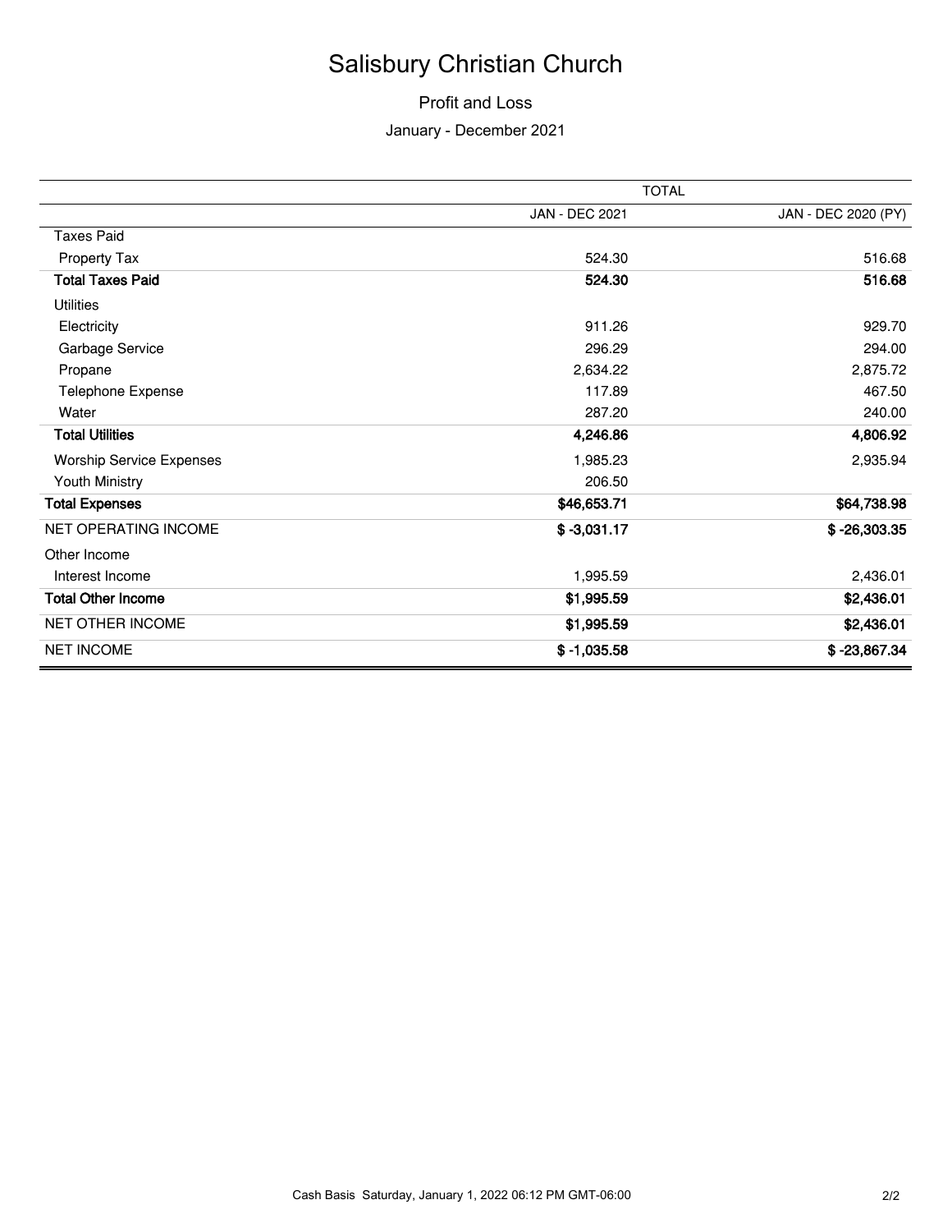# Salisbury Christian Church

## Profit and Loss

January - December 2021

| | TOTAL | |
|---|---|---|
| | JAN - DEC 2021 | JAN - DEC 2020 (PY) |
| Taxes Paid | | |
| Property Tax | 524.30 | 516.68 |
| **Total Taxes Paid** | **524.30** | **516.68** |
| Utilities | | |
| Electricity | 911.26 | 929.70 |
| Garbage Service | 296.29 | 294.00 |
| Propane | 2,634.22 | 2,875.72 |
| Telephone Expense | 117.89 | 467.50 |
| Water | 287.20 | 240.00 |
| **Total Utilities** | **4,246.86** | **4,806.92** |
| Worship Service Expenses | 1,985.23 | 2,935.94 |
| Youth Ministry | 206.50 | |
| **Total Expenses** | **$46,653.71** | **$64,738.98** |
| NET OPERATING INCOME | **$ -3,031.17** | **$ -26,303.35** |
| Other Income | | |
| Interest Income | 1,995.59 | 2,436.01 |
| **Total Other Income** | **$1,995.59** | **$2,436.01** |
| NET OTHER INCOME | **$1,995.59** | **$2,436.01** |
| NET INCOME | **$ -1,035.58** | **$ -23,867.34** |

Cash Basis Saturday, January 1, 2022 06:12 PM GMT-06:00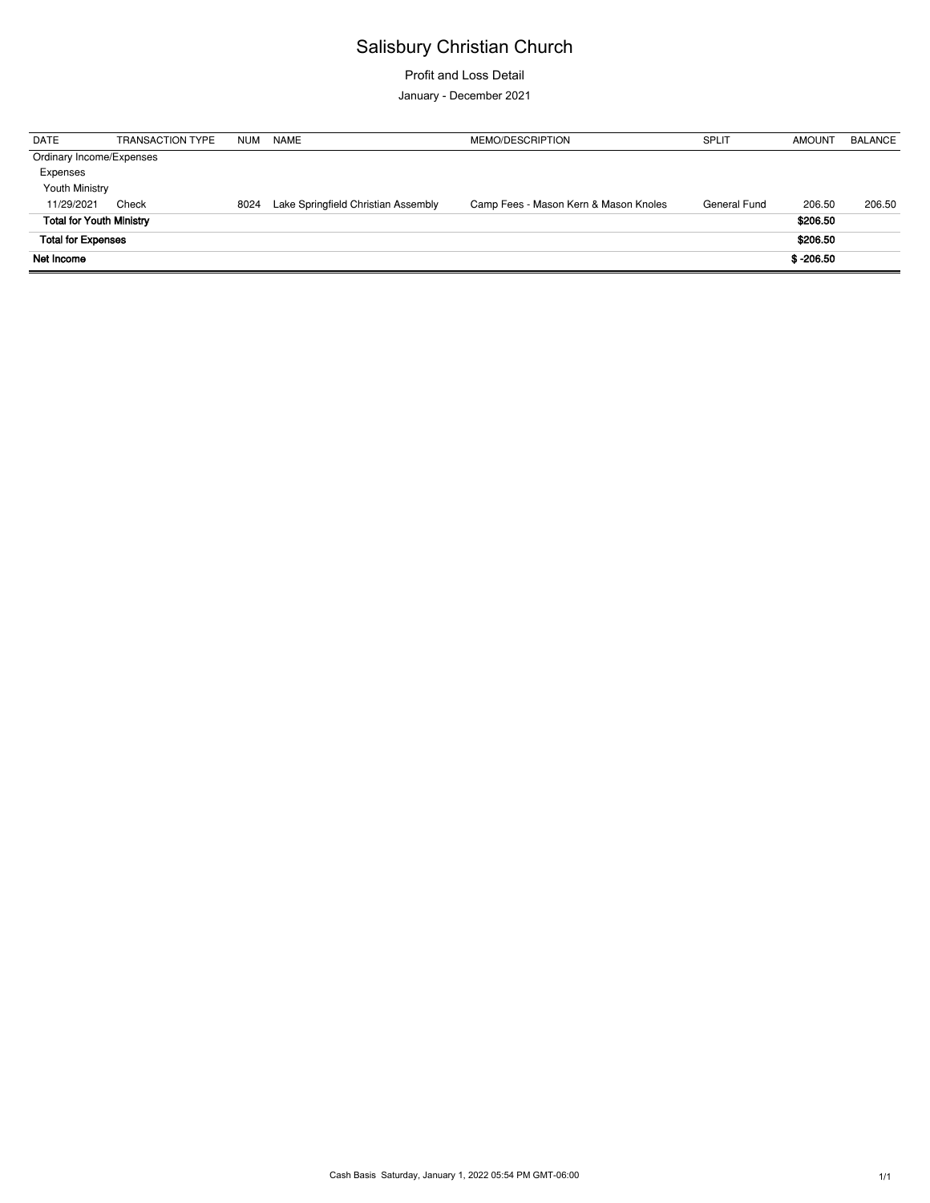# Salisbury Christian Church

Profit and Loss Detail

January - December 2021

| DATE | TRANSACTION TYPE | NUM | NAME | MEMO/DESCRIPTION | SPLIT | AMOUNT | BALANCE |
|---|---|---|---|---|---|---|---|
| Ordinary Income/Expenses | | | | | | | |
| Expenses | | | | | | | |
| Youth Ministry | | | | | | | |
| 11/29/2021 | Check | 8024 | Lake Springfield Christian Assembly | Camp Fees - Mason Kern & Mason Knoles | General Fund | 206.50 | 206.50 |
| **Total for Youth Ministry** | | | | | | **$206.50** | |
| **Total for Expenses** | | | | | | **$206.50** | |
| **Net Income** | | | | | | **$ -206.50** | |

Cash Basis Saturday, January 1, 2022 05:54 PM GMT-06:00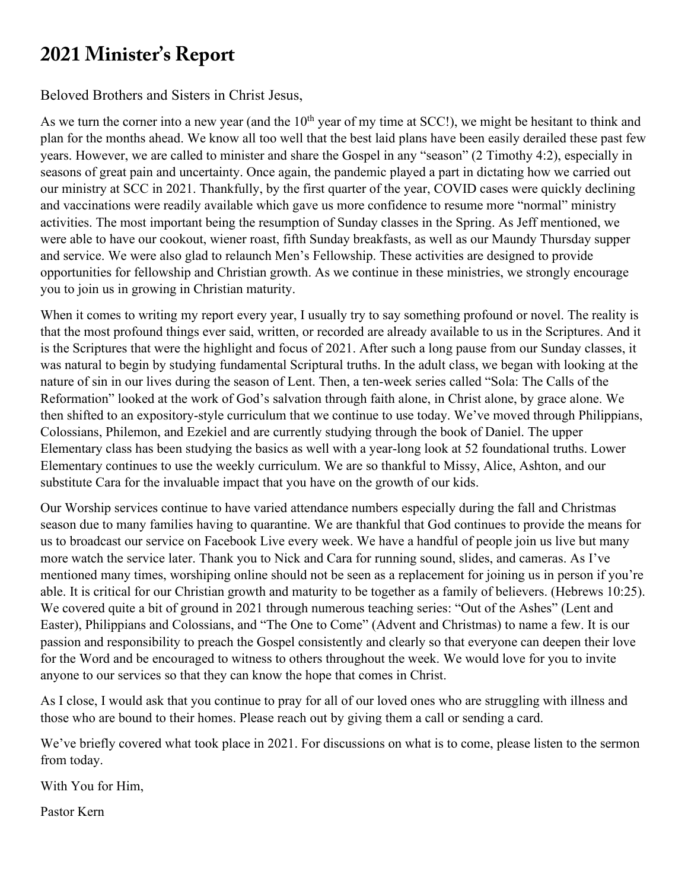# 2021 Minister's Report

Beloved Brothers and Sisters in Christ Jesus,

As we turn the corner into a new year (and the 10th year of my time at SCC!), we might be hesitant to think and plan for the months ahead. We know all too well that the best laid plans have been easily derailed these past few years. However, we are called to minister and share the Gospel in any "season" (2 Timothy 4:2), especially in seasons of great pain and uncertainty. Once again, the pandemic played a part in dictating how we carried out our ministry at SCC in 2021. Thankfully, by the first quarter of the year, COVID cases were quickly declining and vaccinations were readily available which gave us more confidence to resume more "normal" ministry activities. The most important being the resumption of Sunday classes in the Spring. As Jeff mentioned, we were able to have our cookout, wiener roast, fifth Sunday breakfasts, as well as our Maundy Thursday supper and service. We were also glad to relaunch Men's Fellowship. These activities are designed to provide opportunities for fellowship and Christian growth. As we continue in these ministries, we strongly encourage you to join us in growing in Christian maturity.

When it comes to writing my report every year, I usually try to say something profound or novel. The reality is that the most profound things ever said, written, or recorded are already available to us in the Scriptures. And it is the Scriptures that were the highlight and focus of 2021. After such a long pause from our Sunday classes, it was natural to begin by studying fundamental Scriptural truths. In the adult class, we began with looking at the nature of sin in our lives during the season of Lent. Then, a ten-week series called "Sola: The Calls of the Reformation" looked at the work of God's salvation through faith alone, in Christ alone, by grace alone. We then shifted to an expository-style curriculum that we continue to use today. We've moved through Philippians, Colossians, Philemon, and Ezekiel and are currently studying through the book of Daniel. The upper Elementary class has been studying the basics as well with a year-long look at 52 foundational truths. Lower Elementary continues to use the weekly curriculum. We are so thankful to Missy, Alice, Ashton, and our substitute Cara for the invaluable impact that you have on the growth of our kids.

Our Worship services continue to have varied attendance numbers especially during the fall and Christmas season due to many families having to quarantine. We are thankful that God continues to provide the means for us to broadcast our service on Facebook Live every week. We have a handful of people join us live but many more watch the service later. Thank you to Nick and Cara for running sound, slides, and cameras. As I've mentioned many times, worshiping online should not be seen as a replacement for joining us in person if you're able. It is critical for our Christian growth and maturity to be together as a family of believers. (Hebrews 10:25). We covered quite a bit of ground in 2021 through numerous teaching series: "Out of the Ashes" (Lent and Easter), Philippians and Colossians, and "The One to Come" (Advent and Christmas) to name a few. It is our passion and responsibility to preach the Gospel consistently and clearly so that everyone can deepen their love for the Word and be encouraged to witness to others throughout the week. We would love for you to invite anyone to our services so that they can know the hope that comes in Christ.

As I close, I would ask that you continue to pray for all of our loved ones who are struggling with illness and those who are bound to their homes. Please reach out by giving them a call or sending a card.

We've briefly covered what took place in 2021. For discussions on what is to come, please listen to the sermon from today.

With You for Him,

Pastor Kern